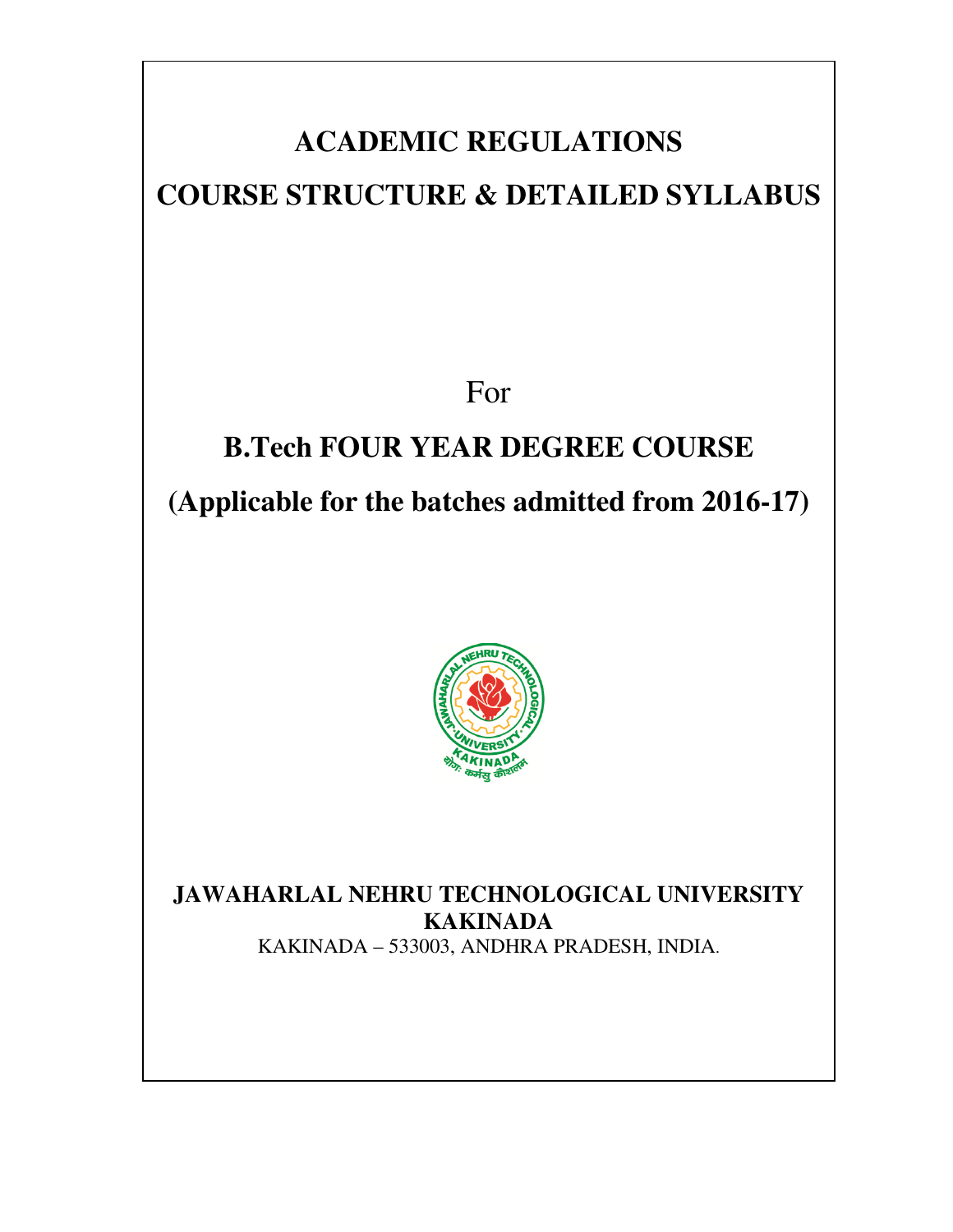# ACADEMIC REGULATIONS

# COURSE STRUCTURE & DETAILED SYLLABUS

For

## B.Tech FOUR YEAR DEGREE COURSE

## (Applicable for the batches admitted from 2016-17)

**JAWAHARLAL NEHRU TECHNOLOGICAL UNIVERSITY KAKINADA**

KAKINADA – 533003, ANDHRA PRADESH, INDIA.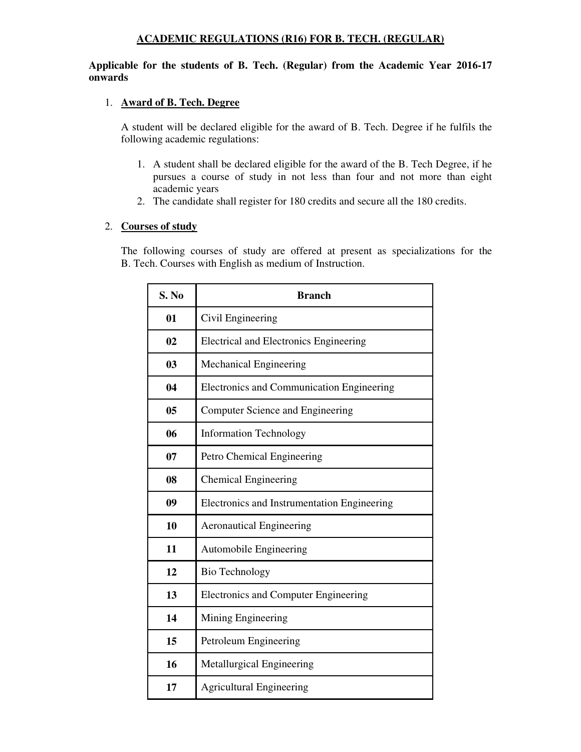# ACADEMIC REGULATIONS (R16) FOR B. TECH. (REGULAR)

**Applicable for the students of B. Tech. (Regular) from the Academic Year 2016-17 onwards**

1. **Award of B. Tech. Degree**

   A student will be declared eligible for the award of B. Tech. Degree if he fulfils the following academic regulations:

   1. A student shall be declared eligible for the award of the B. Tech Degree, if he pursues a course of study in not less than four and not more than eight academic years
   2. The candidate shall register for 180 credits and secure all the 180 credits.

2. **Courses of study**

   The following courses of study are offered at present as specializations for the B. Tech. Courses with English as medium of Instruction.

| S. No | Branch |
|---|---|
| **01** | Civil Engineering |
| **02** | Electrical and Electronics Engineering |
| **03** | Mechanical Engineering |
| **04** | Electronics and Communication Engineering |
| **05** | Computer Science and Engineering |
| **06** | Information Technology |
| **07** | Petro Chemical Engineering |
| **08** | Chemical Engineering |
| **09** | Electronics and Instrumentation Engineering |
| **10** | Aeronautical Engineering |
| **11** | Automobile Engineering |
| **12** | Bio Technology |
| **13** | Electronics and Computer Engineering |
| **14** | Mining Engineering |
| **15** | Petroleum Engineering |
| **16** | Metallurgical Engineering |
| **17** | Agricultural Engineering |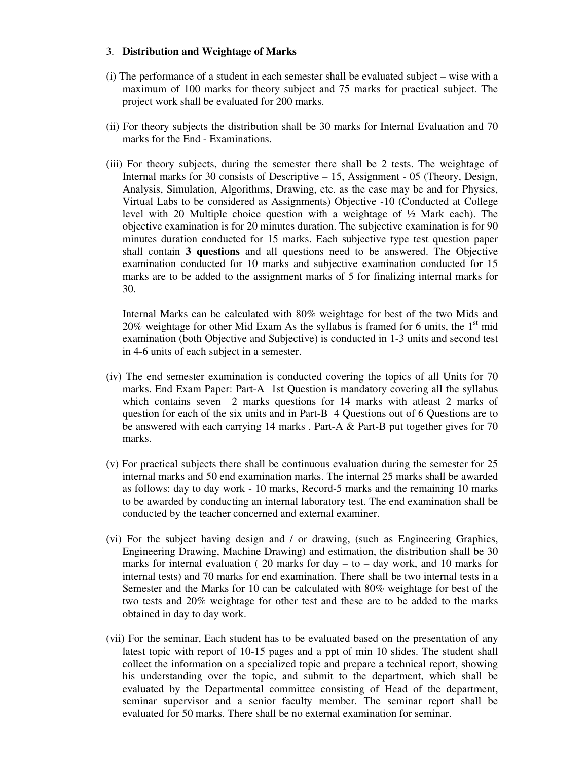3. **Distribution and Weightage of Marks**

(i) The performance of a student in each semester shall be evaluated subject – wise with a maximum of 100 marks for theory subject and 75 marks for practical subject. The project work shall be evaluated for 200 marks.

(ii) For theory subjects the distribution shall be 30 marks for Internal Evaluation and 70 marks for the End - Examinations.

(iii) For theory subjects, during the semester there shall be 2 tests. The weightage of Internal marks for 30 consists of Descriptive – 15, Assignment - 05 (Theory, Design, Analysis, Simulation, Algorithms, Drawing, etc. as the case may be and for Physics, Virtual Labs to be considered as Assignments) Objective -10 (Conducted at College level with 20 Multiple choice question with a weightage of ½ Mark each). The objective examination is for 20 minutes duration. The subjective examination is for 90 minutes duration conducted for 15 marks. Each subjective type test question paper shall contain **3 questions** and all questions need to be answered. The Objective examination conducted for 10 marks and subjective examination conducted for 15 marks are to be added to the assignment marks of 5 for finalizing internal marks for 30.

Internal Marks can be calculated with 80% weightage for best of the two Mids and 20% weightage for other Mid Exam As the syllabus is framed for 6 units, the 1st mid examination (both Objective and Subjective) is conducted in 1-3 units and second test in 4-6 units of each subject in a semester.

(iv) The end semester examination is conducted covering the topics of all Units for 70 marks. End Exam Paper: Part-A 1st Question is mandatory covering all the syllabus which contains seven 2 marks questions for 14 marks with atleast 2 marks of question for each of the six units and in Part-B 4 Questions out of 6 Questions are to be answered with each carrying 14 marks . Part-A & Part-B put together gives for 70 marks.

(v) For practical subjects there shall be continuous evaluation during the semester for 25 internal marks and 50 end examination marks. The internal 25 marks shall be awarded as follows: day to day work - 10 marks, Record-5 marks and the remaining 10 marks to be awarded by conducting an internal laboratory test. The end examination shall be conducted by the teacher concerned and external examiner.

(vi) For the subject having design and / or drawing, (such as Engineering Graphics, Engineering Drawing, Machine Drawing) and estimation, the distribution shall be 30 marks for internal evaluation ( 20 marks for day – to – day work, and 10 marks for internal tests) and 70 marks for end examination. There shall be two internal tests in a Semester and the Marks for 10 can be calculated with 80% weightage for best of the two tests and 20% weightage for other test and these are to be added to the marks obtained in day to day work.

(vii) For the seminar, Each student has to be evaluated based on the presentation of any latest topic with report of 10-15 pages and a ppt of min 10 slides. The student shall collect the information on a specialized topic and prepare a technical report, showing his understanding over the topic, and submit to the department, which shall be evaluated by the Departmental committee consisting of Head of the department, seminar supervisor and a senior faculty member. The seminar report shall be evaluated for 50 marks. There shall be no external examination for seminar.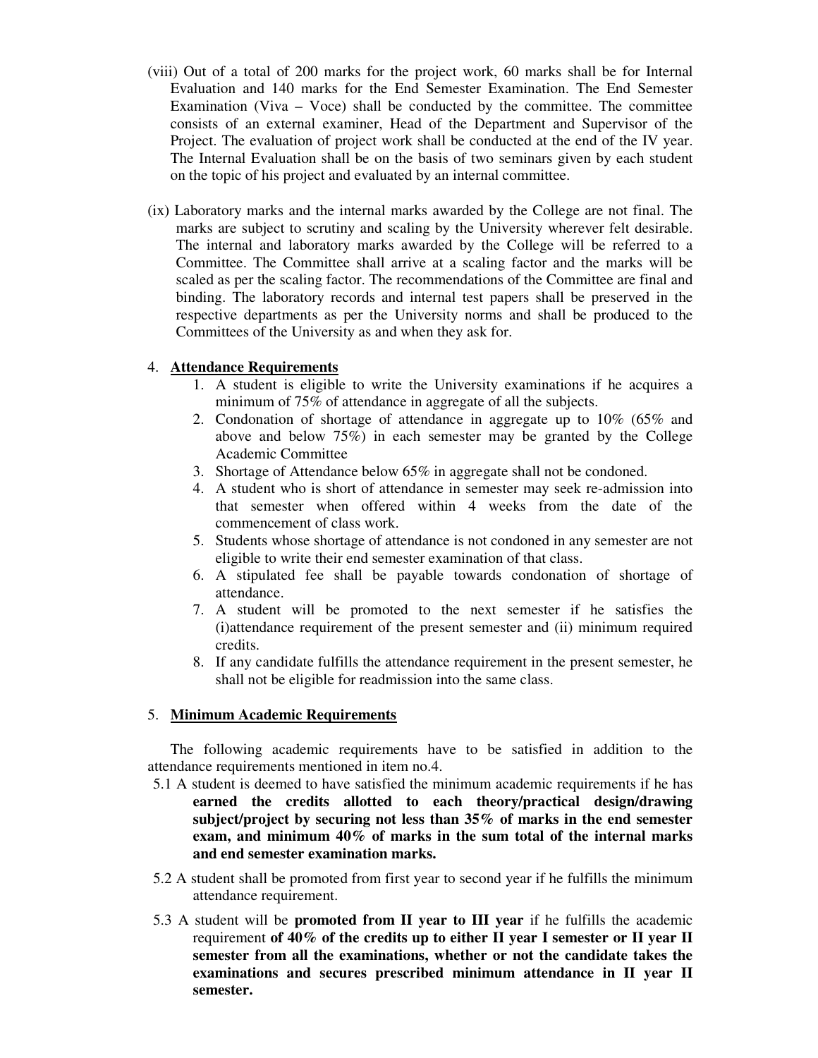(viii) Out of a total of 200 marks for the project work, 60 marks shall be for Internal Evaluation and 140 marks for the End Semester Examination. The End Semester Examination (Viva – Voce) shall be conducted by the committee. The committee consists of an external examiner, Head of the Department and Supervisor of the Project. The evaluation of project work shall be conducted at the end of the IV year. The Internal Evaluation shall be on the basis of two seminars given by each student on the topic of his project and evaluated by an internal committee.

(ix) Laboratory marks and the internal marks awarded by the College are not final. The marks are subject to scrutiny and scaling by the University wherever felt desirable. The internal and laboratory marks awarded by the College will be referred to a Committee. The Committee shall arrive at a scaling factor and the marks will be scaled as per the scaling factor. The recommendations of the Committee are final and binding. The laboratory records and internal test papers shall be preserved in the respective departments as per the University norms and shall be produced to the Committees of the University as and when they ask for.

## 4. Attendance Requirements

1. A student is eligible to write the University examinations if he acquires a minimum of 75% of attendance in aggregate of all the subjects.
2. Condonation of shortage of attendance in aggregate up to 10% (65% and above and below 75%) in each semester may be granted by the College Academic Committee
3. Shortage of Attendance below 65% in aggregate shall not be condoned.
4. A student who is short of attendance in semester may seek re-admission into that semester when offered within 4 weeks from the date of the commencement of class work.
5. Students whose shortage of attendance is not condoned in any semester are not eligible to write their end semester examination of that class.
6. A stipulated fee shall be payable towards condonation of shortage of attendance.
7. A student will be promoted to the next semester if he satisfies the (i)attendance requirement of the present semester and (ii) minimum required credits.
8. If any candidate fulfills the attendance requirement in the present semester, he shall not be eligible for readmission into the same class.

## 5. Minimum Academic Requirements

The following academic requirements have to be satisfied in addition to the attendance requirements mentioned in item no.4.

5.1 A student is deemed to have satisfied the minimum academic requirements if he has **earned the credits allotted to each theory/practical design/drawing subject/project by securing not less than 35% of marks in the end semester exam, and minimum 40% of marks in the sum total of the internal marks and end semester examination marks.**

5.2 A student shall be promoted from first year to second year if he fulfills the minimum attendance requirement.

5.3 A student will be **promoted from II year to III year** if he fulfills the academic requirement **of 40% of the credits up to either II year I semester or II year II semester from all the examinations, whether or not the candidate takes the examinations and secures prescribed minimum attendance in II year II semester.**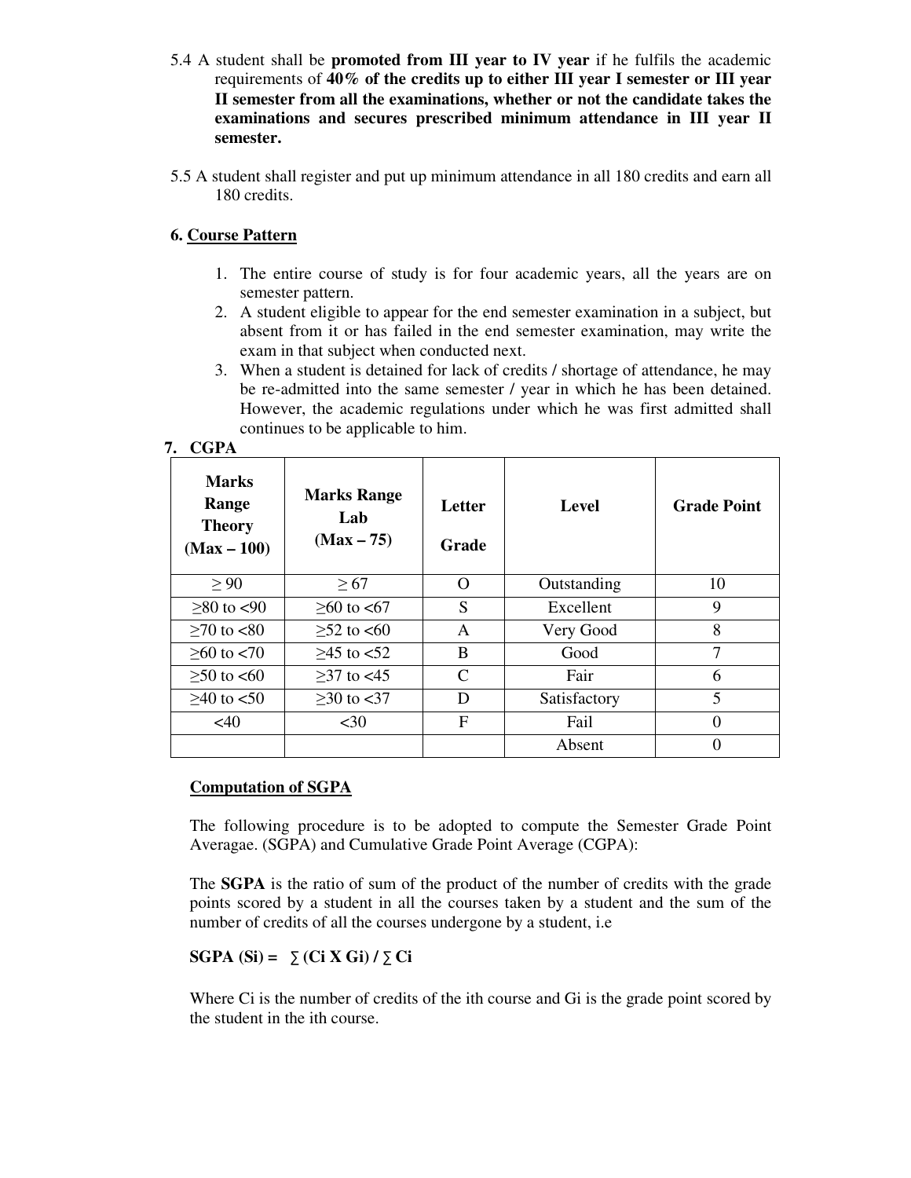5.4 A student shall be **promoted from III year to IV year** if he fulfils the academic requirements of **40% of the credits up to either III year I semester or III year II semester from all the examinations, whether or not the candidate takes the examinations and secures prescribed minimum attendance in III year II semester.**

5.5 A student shall register and put up minimum attendance in all 180 credits and earn all 180 credits.

## 6. Course Pattern

1. The entire course of study is for four academic years, all the years are on semester pattern.
2. A student eligible to appear for the end semester examination in a subject, but absent from it or has failed in the end semester examination, may write the exam in that subject when conducted next.
3. When a student is detained for lack of credits / shortage of attendance, he may be re-admitted into the same semester / year in which he has been detained. However, the academic regulations under which he was first admitted shall continues to be applicable to him.

## 7. CGPA

| Marks Range Theory (Max – 100) | Marks Range Lab (Max – 75) | Letter Grade | Level | Grade Point |
|---|---|---|---|---|
| ≥ 90 | ≥ 67 | O | Outstanding | 10 |
| ≥80 to <90 | ≥60 to <67 | S | Excellent | 9 |
| ≥70 to <80 | ≥52 to <60 | A | Very Good | 8 |
| ≥60 to <70 | ≥45 to <52 | B | Good | 7 |
| ≥50 to <60 | ≥37 to <45 | C | Fair | 6 |
| ≥40 to <50 | ≥30 to <37 | D | Satisfactory | 5 |
| <40 | <30 | F | Fail | 0 |
| | | | Absent | 0 |

### Computation of SGPA

The following procedure is to be adopted to compute the Semester Grade Point Averagae. (SGPA) and Cumulative Grade Point Average (CGPA):

The **SGPA** is the ratio of sum of the product of the number of credits with the grade points scored by a student in all the courses taken by a student and the sum of the number of credits of all the courses undergone by a student, i.e

**SGPA (Si) =** $\sum (C_i \times G_i) / \sum C_i$

Where $C_i$ is the number of credits of the ith course and $G_i$ is the grade point scored by the student in the ith course.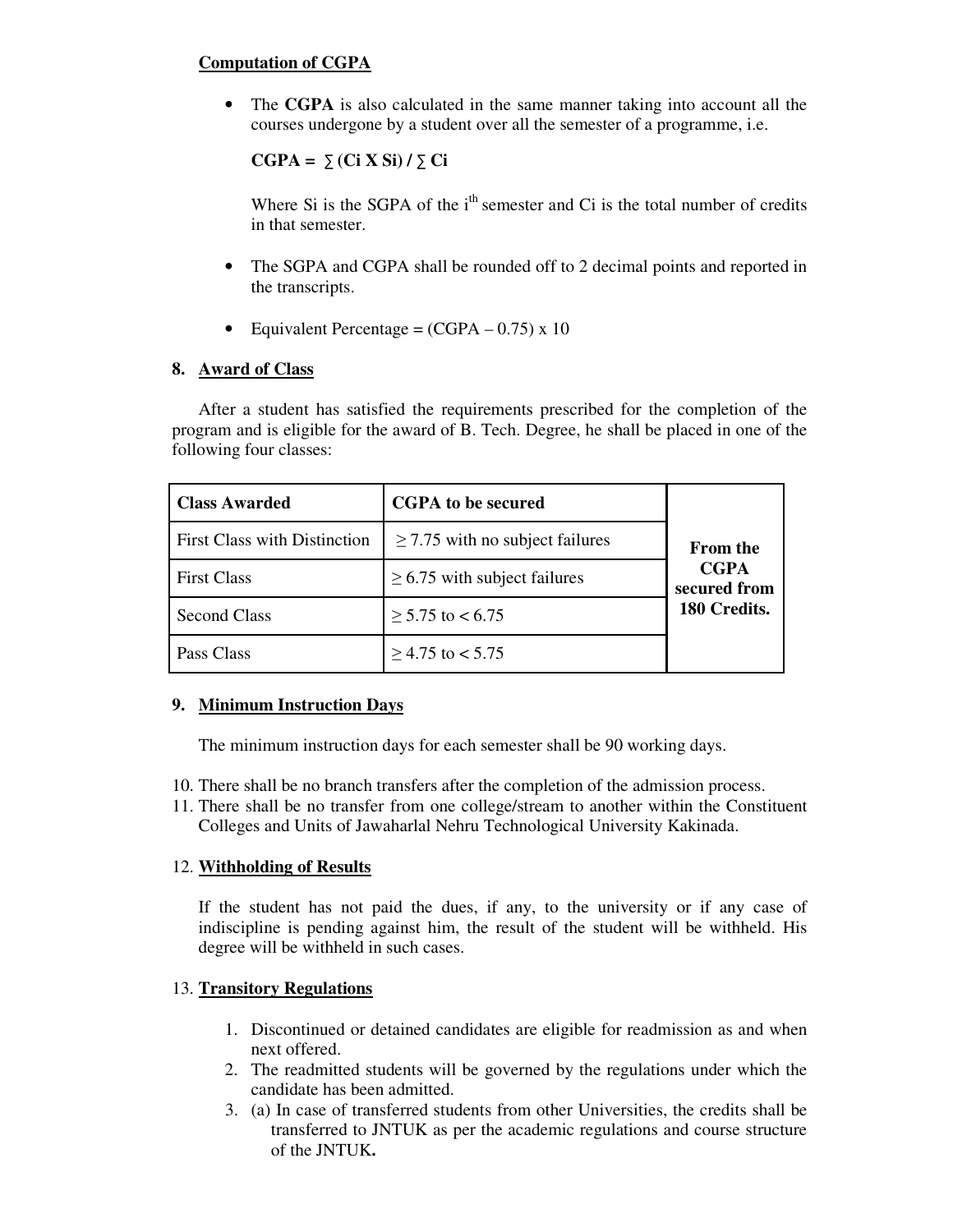**Computation of CGPA**

- The **CGPA** is also calculated in the same manner taking into account all the courses undergone by a student over all the semester of a programme, i.e.

  **CGPA = ∑ (Ci X Si) / ∑ Ci**

  Where Si is the SGPA of the $i^{th}$ semester and Ci is the total number of credits in that semester.

- The SGPA and CGPA shall be rounded off to 2 decimal points and reported in the transcripts.

- Equivalent Percentage = (CGPA – 0.75) x 10

## 8. Award of Class

After a student has satisfied the requirements prescribed for the completion of the program and is eligible for the award of B. Tech. Degree, he shall be placed in one of the following four classes:

| Class Awarded | CGPA to be secured | |
|---|---|---|
| First Class with Distinction | ≥ 7.75 with no subject failures | **From the CGPA secured from 180 Credits.** |
| First Class | ≥ 6.75 with subject failures | |
| Second Class | ≥ 5.75 to < 6.75 | |
| Pass Class | ≥ 4.75 to < 5.75 | |

## 9. Minimum Instruction Days

The minimum instruction days for each semester shall be 90 working days.

10. There shall be no branch transfers after the completion of the admission process.
11. There shall be no transfer from one college/stream to another within the Constituent Colleges and Units of Jawaharlal Nehru Technological University Kakinada.

## 12. Withholding of Results

If the student has not paid the dues, if any, to the university or if any case of indiscipline is pending against him, the result of the student will be withheld. His degree will be withheld in such cases.

## 13. Transitory Regulations

1. Discontinued or detained candidates are eligible for readmission as and when next offered.
2. The readmitted students will be governed by the regulations under which the candidate has been admitted.
3. (a) In case of transferred students from other Universities, the credits shall be transferred to JNTUK as per the academic regulations and course structure of the JNTUK**.**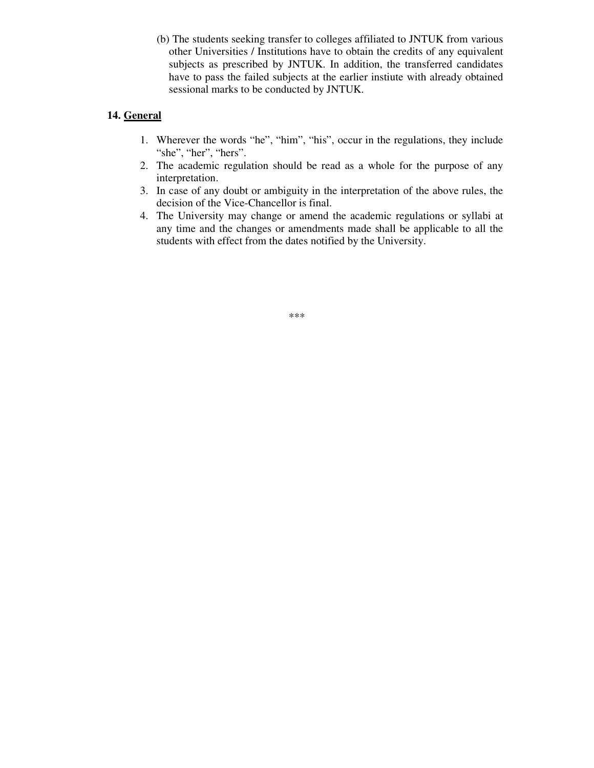(b) The students seeking transfer to colleges affiliated to JNTUK from various other Universities / Institutions have to obtain the credits of any equivalent subjects as prescribed by JNTUK. In addition, the transferred candidates have to pass the failed subjects at the earlier instiute with already obtained sessional marks to be conducted by JNTUK.

## 14. General

1. Wherever the words "he", "him", "his", occur in the regulations, they include "she", "her", "hers".
2. The academic regulation should be read as a whole for the purpose of any interpretation.
3. In case of any doubt or ambiguity in the interpretation of the above rules, the decision of the Vice-Chancellor is final.
4. The University may change or amend the academic regulations or syllabi at any time and the changes or amendments made shall be applicable to all the students with effect from the dates notified by the University.

***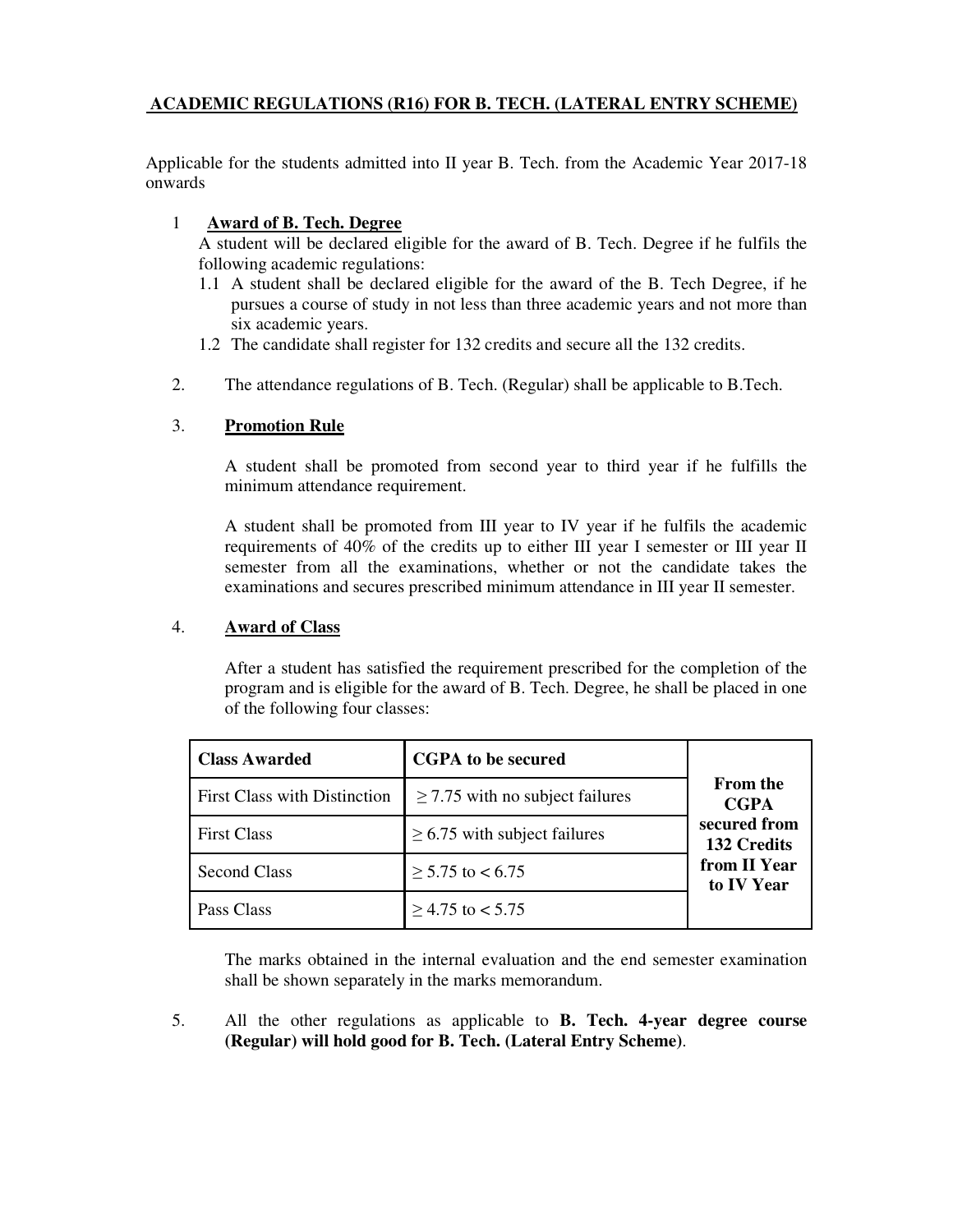## ACADEMIC REGULATIONS (R16) FOR B. TECH. (LATERAL ENTRY SCHEME)

Applicable for the students admitted into II year B. Tech. from the Academic Year 2017-18 onwards

1 **Award of B. Tech. Degree**

A student will be declared eligible for the award of B. Tech. Degree if he fulfils the following academic regulations:

1.1 A student shall be declared eligible for the award of the B. Tech Degree, if he pursues a course of study in not less than three academic years and not more than six academic years.

1.2 The candidate shall register for 132 credits and secure all the 132 credits.

2. The attendance regulations of B. Tech. (Regular) shall be applicable to B.Tech.

3. **Promotion Rule**

A student shall be promoted from second year to third year if he fulfills the minimum attendance requirement.

A student shall be promoted from III year to IV year if he fulfils the academic requirements of 40% of the credits up to either III year I semester or III year II semester from all the examinations, whether or not the candidate takes the examinations and secures prescribed minimum attendance in III year II semester.

4. **Award of Class**

After a student has satisfied the requirement prescribed for the completion of the program and is eligible for the award of B. Tech. Degree, he shall be placed in one of the following four classes:

| Class Awarded | CGPA to be secured | |
|---|---|---|
| First Class with Distinction | $\geq$ 7.75 with no subject failures | **From the CGPA secured from 132 Credits from II Year to IV Year** |
| First Class | $\geq$ 6.75 with subject failures | |
| Second Class | $\geq$ 5.75 to < 6.75 | |
| Pass Class | $\geq$ 4.75 to < 5.75 | |

The marks obtained in the internal evaluation and the end semester examination shall be shown separately in the marks memorandum.

5. All the other regulations as applicable to **B. Tech. 4-year degree course (Regular) will hold good for B. Tech. (Lateral Entry Scheme)**.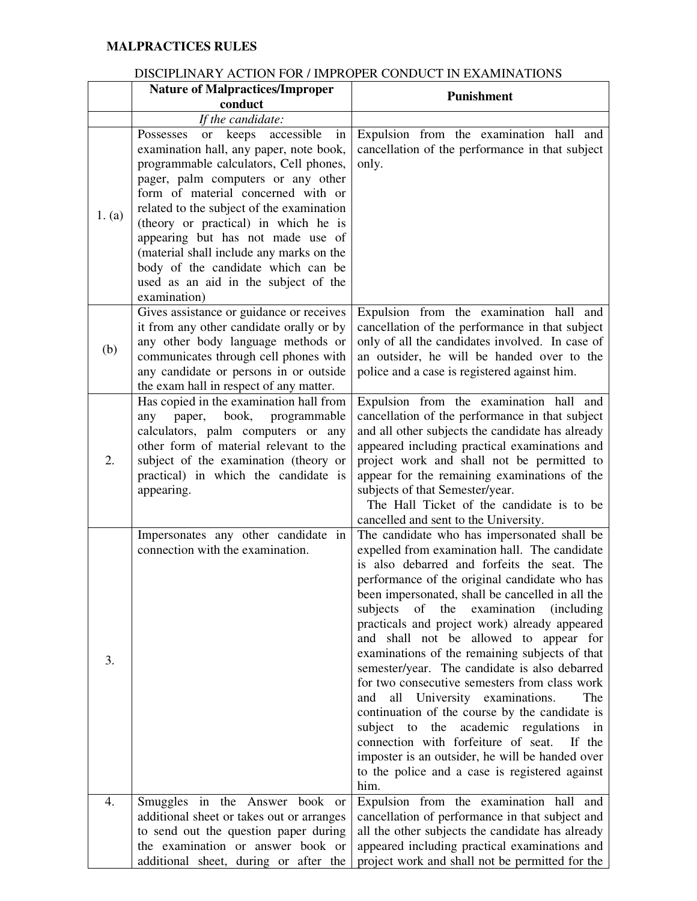**MALPRACTICES RULES**

DISCIPLINARY ACTION FOR / IMPROPER CONDUCT IN EXAMINATIONS

| | Nature of Malpractices/Improper conduct | Punishment |
|---|---|---|
| | *If the candidate:* | |
| 1. (a) | Possesses or keeps accessible in examination hall, any paper, note book, programmable calculators, Cell phones, pager, palm computers or any other form of material concerned with or related to the subject of the examination (theory or practical) in which he is appearing but has not made use of (material shall include any marks on the body of the candidate which can be used as an aid in the subject of the examination) | Expulsion from the examination hall and cancellation of the performance in that subject only. |
| (b) | Gives assistance or guidance or receives it from any other candidate orally or by any other body language methods or communicates through cell phones with any candidate or persons in or outside the exam hall in respect of any matter. | Expulsion from the examination hall and cancellation of the performance in that subject only of all the candidates involved. In case of an outsider, he will be handed over to the police and a case is registered against him. |
| 2. | Has copied in the examination hall from any paper, book, programmable calculators, palm computers or any other form of material relevant to the subject of the examination (theory or practical) in which the candidate is appearing. | Expulsion from the examination hall and cancellation of the performance in that subject and all other subjects the candidate has already appeared including practical examinations and project work and shall not be permitted to appear for the remaining examinations of the subjects of that Semester/year. The Hall Ticket of the candidate is to be cancelled and sent to the University. |
| 3. | Impersonates any other candidate in connection with the examination. | The candidate who has impersonated shall be expelled from examination hall. The candidate is also debarred and forfeits the seat. The performance of the original candidate who has been impersonated, shall be cancelled in all the subjects of the examination (including practicals and project work) already appeared and shall not be allowed to appear for examinations of the remaining subjects of that semester/year. The candidate is also debarred for two consecutive semesters from class work and all University examinations. The continuation of the course by the candidate is subject to the academic regulations in connection with forfeiture of seat. If the imposter is an outsider, he will be handed over to the police and a case is registered against him. |
| 4. | Smuggles in the Answer book or additional sheet or takes out or arranges to send out the question paper during the examination or answer book or additional sheet, during or after the | Expulsion from the examination hall and cancellation of performance in that subject and all the other subjects the candidate has already appeared including practical examinations and project work and shall not be permitted for the |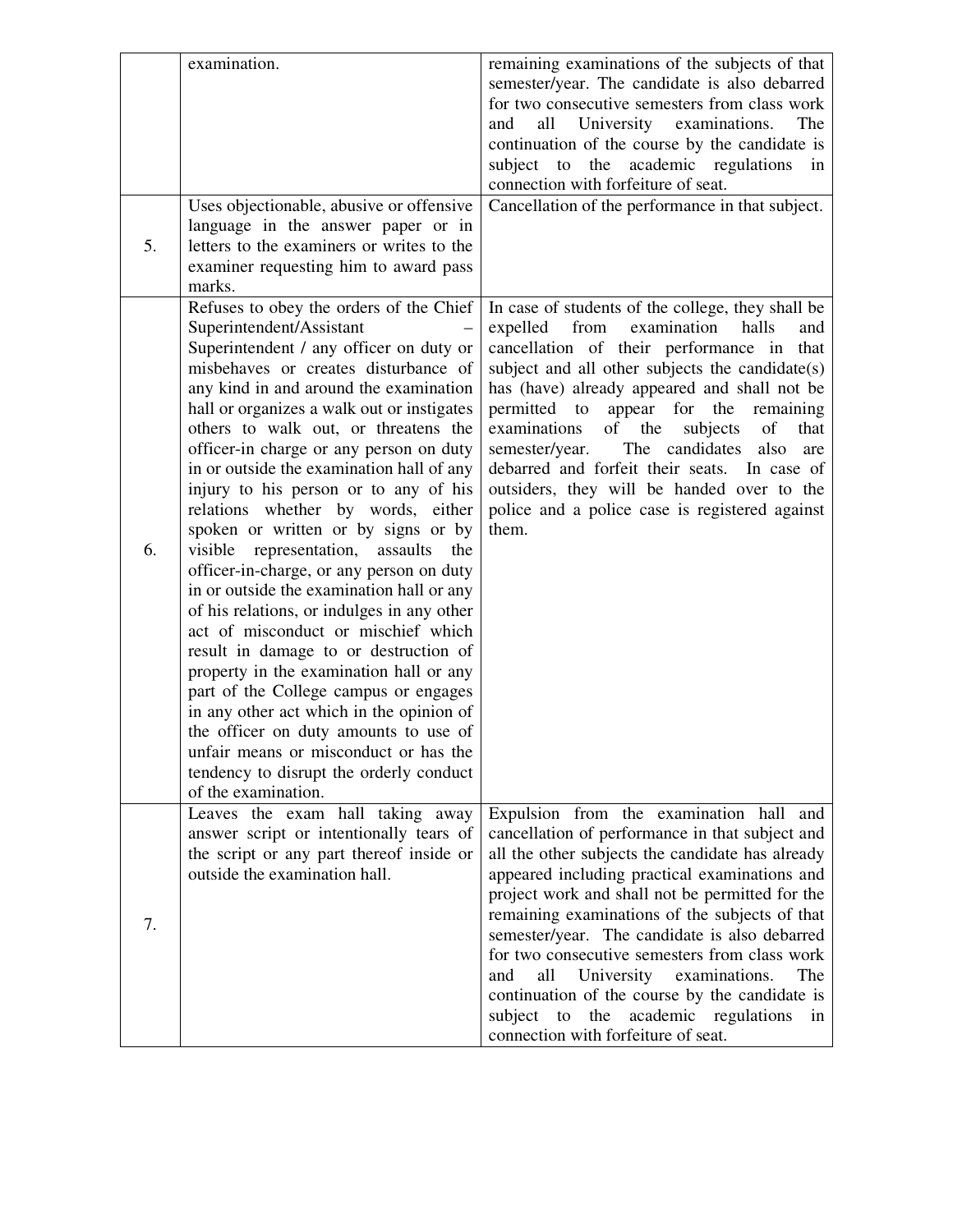|  |  |  |
|---|---|---|
|  | examination. | remaining examinations of the subjects of that semester/year. The candidate is also debarred for two consecutive semesters from class work and all University examinations. The continuation of the course by the candidate is subject to the academic regulations in connection with forfeiture of seat. |
| 5. | Uses objectionable, abusive or offensive language in the answer paper or in letters to the examiners or writes to the examiner requesting him to award pass marks. | Cancellation of the performance in that subject. |
| 6. | Refuses to obey the orders of the Chief Superintendent/Assistant – Superintendent / any officer on duty or misbehaves or creates disturbance of any kind in and around the examination hall or organizes a walk out or instigates others to walk out, or threatens the officer-in charge or any person on duty in or outside the examination hall of any injury to his person or to any of his relations whether by words, either spoken or written or by signs or by visible representation, assaults the officer-in-charge, or any person on duty in or outside the examination hall or any of his relations, or indulges in any other act of misconduct or mischief which result in damage to or destruction of property in the examination hall or any part of the College campus or engages in any other act which in the opinion of the officer on duty amounts to use of unfair means or misconduct or has the tendency to disrupt the orderly conduct of the examination. | In case of students of the college, they shall be expelled from examination halls and cancellation of their performance in that subject and all other subjects the candidate(s) has (have) already appeared and shall not be permitted to appear for the remaining examinations of the subjects of that semester/year. The candidates also are debarred and forfeit their seats. In case of outsiders, they will be handed over to the police and a police case is registered against them. |
| 7. | Leaves the exam hall taking away answer script or intentionally tears of the script or any part thereof inside or outside the examination hall. | Expulsion from the examination hall and cancellation of performance in that subject and all the other subjects the candidate has already appeared including practical examinations and project work and shall not be permitted for the remaining examinations of the subjects of that semester/year. The candidate is also debarred for two consecutive semesters from class work and all University examinations. The continuation of the course by the candidate is subject to the academic regulations in connection with forfeiture of seat. |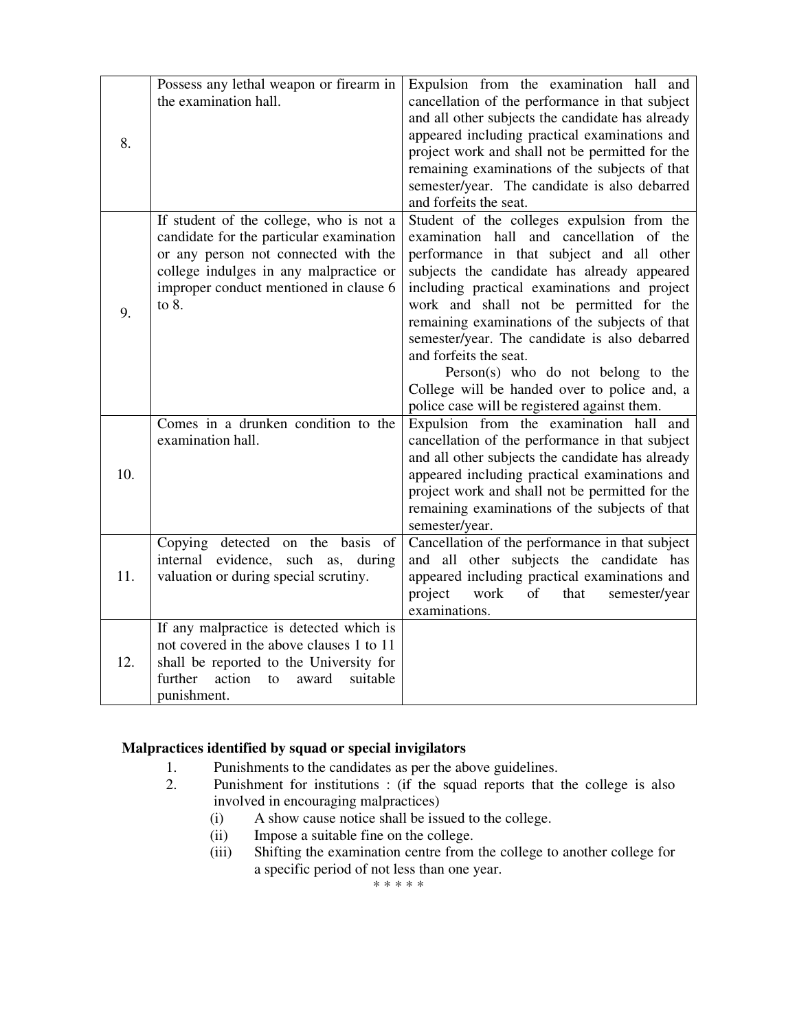| | | |
|---|---|---|
| 8. | Possess any lethal weapon or firearm in the examination hall. | Expulsion from the examination hall and cancellation of the performance in that subject and all other subjects the candidate has already appeared including practical examinations and project work and shall not be permitted for the remaining examinations of the subjects of that semester/year. The candidate is also debarred and forfeits the seat. |
| 9. | If student of the college, who is not a candidate for the particular examination or any person not connected with the college indulges in any malpractice or improper conduct mentioned in clause 6 to 8. | Student of the colleges expulsion from the examination hall and cancellation of the performance in that subject and all other subjects the candidate has already appeared including practical examinations and project work and shall not be permitted for the remaining examinations of the subjects of that semester/year. The candidate is also debarred and forfeits the seat.<br>Person(s) who do not belong to the College will be handed over to police and, a police case will be registered against them. |
| 10. | Comes in a drunken condition to the examination hall. | Expulsion from the examination hall and cancellation of the performance in that subject and all other subjects the candidate has already appeared including practical examinations and project work and shall not be permitted for the remaining examinations of the subjects of that semester/year. |
| 11. | Copying detected on the basis of internal evidence, such as, during valuation or during special scrutiny. | Cancellation of the performance in that subject and all other subjects the candidate has appeared including practical examinations and project work of that semester/year examinations. |
| 12. | If any malpractice is detected which is not covered in the above clauses 1 to 11 shall be reported to the University for further action to award suitable punishment. | |

**Malpractices identified by squad or special invigilators**

1. Punishments to the candidates as per the above guidelines.
2. Punishment for institutions : (if the squad reports that the college is also involved in encouraging malpractices)
   - (i) A show cause notice shall be issued to the college.
   - (ii) Impose a suitable fine on the college.
   - (iii) Shifting the examination centre from the college to another college for a specific period of not less than one year.

* * * * *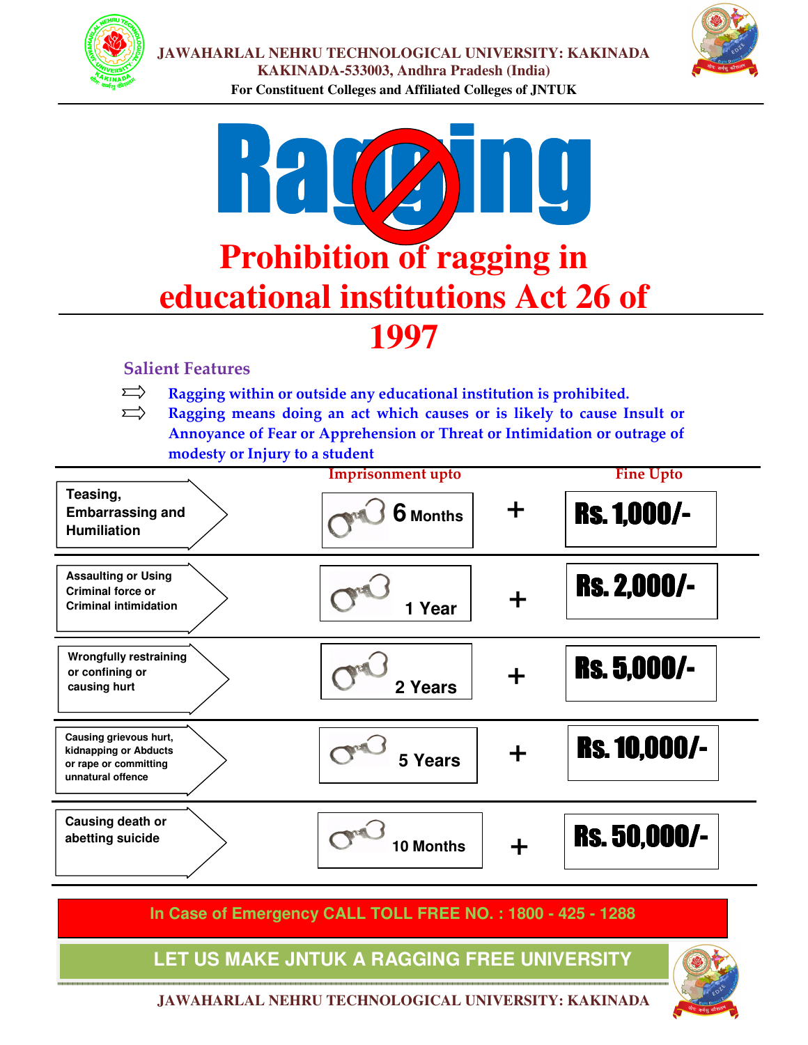JAWAHARLAL NEHRU TECHNOLOGICAL UNIVERSITY: KAKINADA
KAKINADA-533003, Andhra Pradesh (India)
For Constituent Colleges and Affiliated Colleges of JNTUK

# Ragging

# Prohibition of ragging in educational institutions Act 26 of 1997

## Salient Features

- Ragging within or outside any educational institution is prohibited.
- Ragging means doing an act which causes or is likely to cause Insult or Annoyance of Fear or Apprehension or Threat or Intimidation or outrage of modesty or Injury to a student

| Offence | Imprisonment upto | | Fine Upto |
|---|---|---|---|
| Teasing, Embarrassing and Humiliation | 6 Months | + | Rs. 1,000/- |
| Assaulting or Using Criminal force or Criminal intimidation | 1 Year | + | Rs. 2,000/- |
| Wrongfully restraining or confining or causing hurt | 2 Years | + | Rs. 5,000/- |
| Causing grievous hurt, kidnapping or Abducts or rape or committing unnatural offence | 5 Years | + | Rs. 10,000/- |
| Causing death or abetting suicide | 10 Months | + | Rs. 50,000/- |

**In Case of Emergency CALL TOLL FREE NO. : 1800 - 425 - 1288**

**LET US MAKE JNTUK A RAGGING FREE UNIVERSITY**

JAWAHARLAL NEHRU TECHNOLOGICAL UNIVERSITY: KAKINADA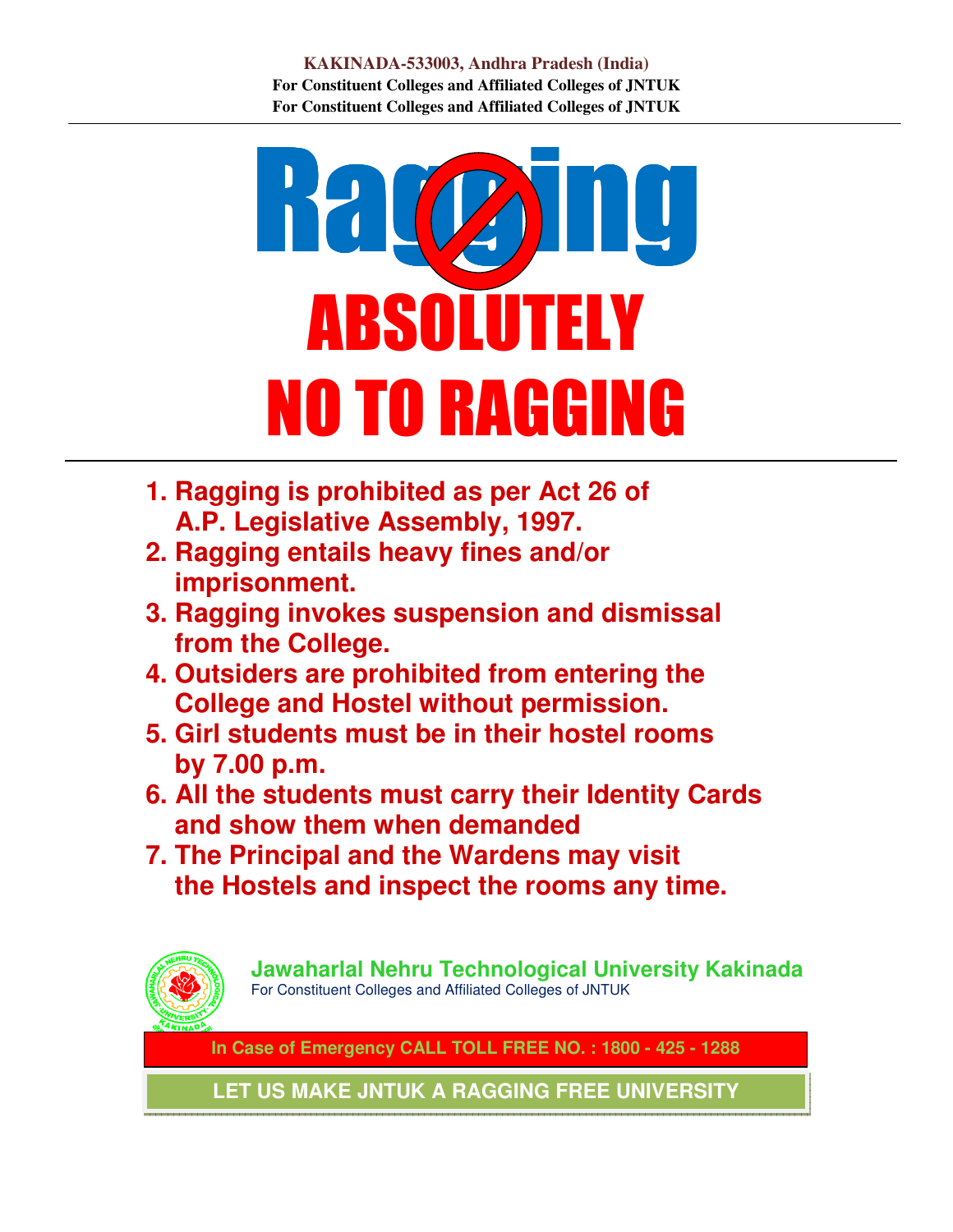KAKINADA-533003, Andhra Pradesh (India)

For Constituent Colleges and Affiliated Colleges of JNTUK

For Constituent Colleges and Affiliated Colleges of JNTUK

# Ragging

# ABSOLUTELY NO TO RAGGING

1. **Ragging is prohibited as per Act 26 of A.P. Legislative Assembly, 1997.**
2. **Ragging entails heavy fines and/or imprisonment.**
3. **Ragging invokes suspension and dismissal from the College.**
4. **Outsiders are prohibited from entering the College and Hostel without permission.**
5. **Girl students must be in their hostel rooms by 7.00 p.m.**
6. **All the students must carry their Identity Cards and show them when demanded**
7. **The Principal and the Wardens may visit the Hostels and inspect the rooms any time.**

**Jawaharlal Nehru Technological University Kakinada**

For Constituent Colleges and Affiliated Colleges of JNTUK

**In Case of Emergency CALL TOLL FREE NO. : 1800 - 425 - 1288**

**LET US MAKE JNTUK A RAGGING FREE UNIVERSITY**